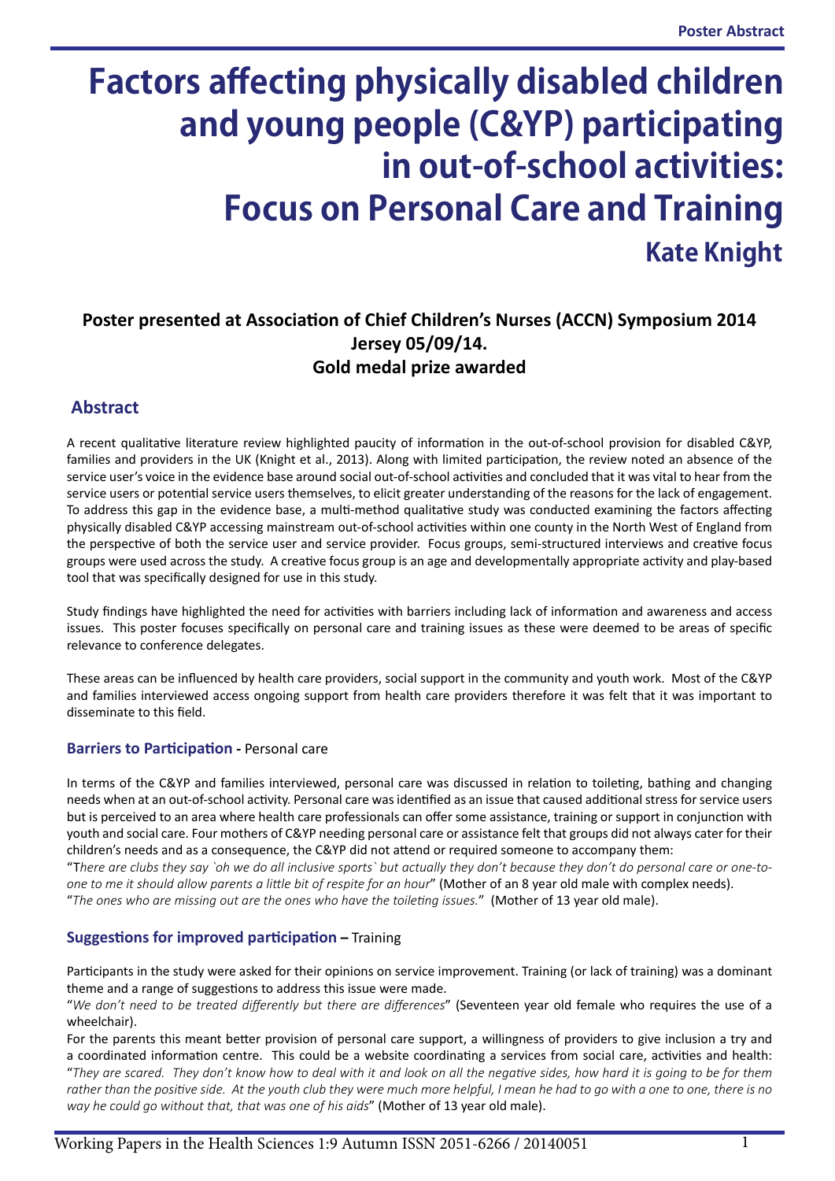Poster Abstract

# Factors affecting physically disabled children and young people (C&YP) participating in out-of-school activities: Focus on Personal Care and Training

## Kate Knight

**Poster presented at Association of Chief Children's Nurses (ACCN) Symposium 2014 Jersey 05/09/14. Gold medal prize awarded**

## Abstract

A recent qualitative literature review highlighted paucity of information in the out-of-school provision for disabled C&YP, families and providers in the UK (Knight et al., 2013). Along with limited participation, the review noted an absence of the service user's voice in the evidence base around social out-of-school activities and concluded that it was vital to hear from the service users or potential service users themselves, to elicit greater understanding of the reasons for the lack of engagement. To address this gap in the evidence base, a multi-method qualitative study was conducted examining the factors affecting physically disabled C&YP accessing mainstream out-of-school activities within one county in the North West of England from the perspective of both the service user and service provider. Focus groups, semi-structured interviews and creative focus groups were used across the study. A creative focus group is an age and developmentally appropriate activity and play-based tool that was specifically designed for use in this study.

Study findings have highlighted the need for activities with barriers including lack of information and awareness and access issues. This poster focuses specifically on personal care and training issues as these were deemed to be areas of specific relevance to conference delegates.

These areas can be influenced by health care providers, social support in the community and youth work. Most of the C&YP and families interviewed access ongoing support from health care providers therefore it was felt that it was important to disseminate to this field.

### Barriers to Participation - Personal care

In terms of the C&YP and families interviewed, personal care was discussed in relation to toileting, bathing and changing needs when at an out-of-school activity. Personal care was identified as an issue that caused additional stress for service users but is perceived to an area where health care professionals can offer some assistance, training or support in conjunction with youth and social care. Four mothers of C&YP needing personal care or assistance felt that groups did not always cater for their children's needs and as a consequence, the C&YP did not attend or required someone to accompany them:

"*There are clubs they say `oh we do all inclusive sports` but actually they don't because they don't do personal care or one-to-one to me it should allow parents a little bit of respite for an hour*" (Mother of an 8 year old male with complex needs).

"*The ones who are missing out are the ones who have the toileting issues.*" (Mother of 13 year old male).

### Suggestions for improved participation – Training

Participants in the study were asked for their opinions on service improvement. Training (or lack of training) was a dominant theme and a range of suggestions to address this issue were made.

"*We don't need to be treated differently but there are differences*" (Seventeen year old female who requires the use of a wheelchair).

For the parents this meant better provision of personal care support, a willingness of providers to give inclusion a try and a coordinated information centre. This could be a website coordinating a services from social care, activities and health:

"*They are scared. They don't know how to deal with it and look on all the negative sides, how hard it is going to be for them rather than the positive side. At the youth club they were much more helpful, I mean he had to go with a one to one, there is no way he could go without that, that was one of his aids*" (Mother of 13 year old male).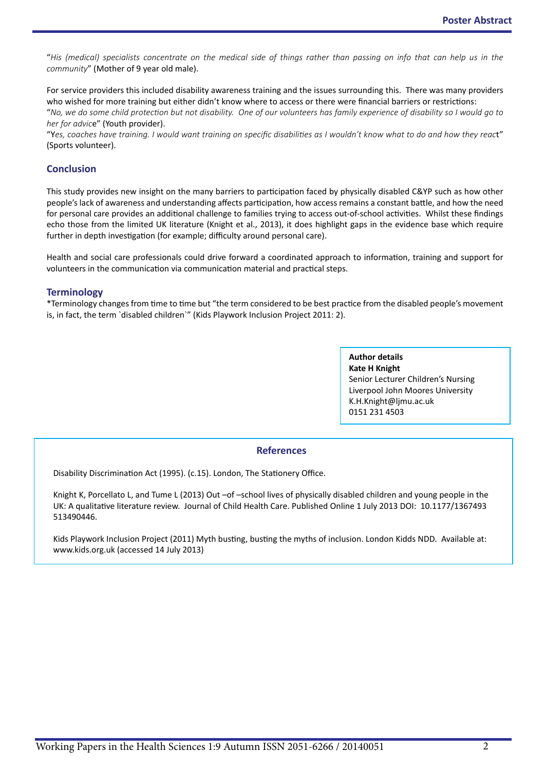"*His (medical) specialists concentrate on the medical side of things rather than passing on info that can help us in the community*" (Mother of 9 year old male).

For service providers this included disability awareness training and the issues surrounding this. There was many providers who wished for more training but either didn't know where to access or there were financial barriers or restrictions:

"*No, we do some child protection but not disability. One of our volunteers has family experience of disability so I would go to her for advice*" (Youth provider).

"*Yes, coaches have training. I would want training on specific disabilities as I wouldn't know what to do and how they react*" (Sports volunteer).

## Conclusion

This study provides new insight on the many barriers to participation faced by physically disabled C&YP such as how other people's lack of awareness and understanding affects participation, how access remains a constant battle, and how the need for personal care provides an additional challenge to families trying to access out-of-school activities. Whilst these findings echo those from the limited UK literature (Knight et al., 2013), it does highlight gaps in the evidence base which require further in depth investigation (for example; difficulty around personal care).

Health and social care professionals could drive forward a coordinated approach to information, training and support for volunteers in the communication via communication material and practical steps.

## Terminology

*Terminology changes from time to time but "the term considered to be best practice from the disabled people's movement is, in fact, the term `disabled children`" (Kids Playwork Inclusion Project 2011: 2).

**Author details**
**Kate H Knight**
Senior Lecturer Children's Nursing
Liverpool John Moores University
K.H.Knight@ljmu.ac.uk
0151 231 4503

## References

Disability Discrimination Act (1995). (c.15). London, The Stationery Office.

Knight K, Porcellato L, and Tume L (2013) Out –of –school lives of physically disabled children and young people in the UK: A qualitative literature review. Journal of Child Health Care. Published Online 1 July 2013 DOI: 10.1177/1367493 513490446.

Kids Playwork Inclusion Project (2011) Myth busting, busting the myths of inclusion. London Kidds NDD. Available at: www.kids.org.uk (accessed 14 July 2013)